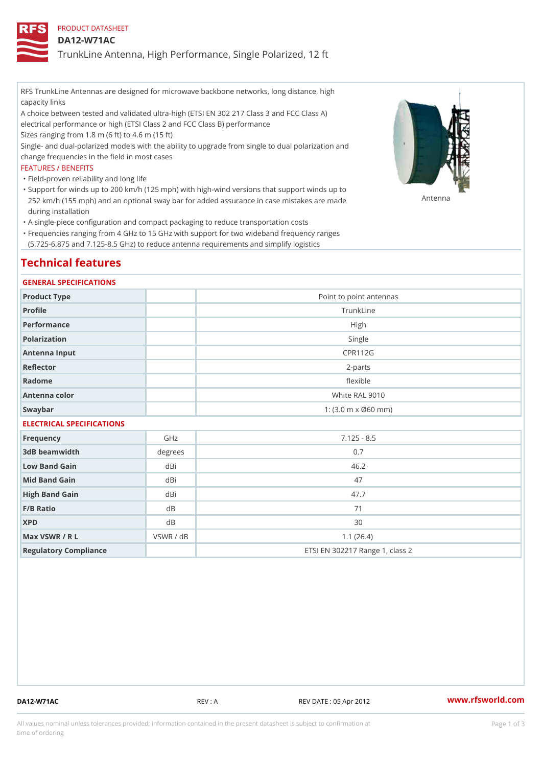PRODUCT DATASHEET

# DA12-W71AC

## TrunkLine Antenna, High Performance, Single Polarized, 12 ft

RFS TrunkLine Antennas are designed for microwave backbone networks, long distance, high capacity links

A choice between tested and validated ultra-high (ETSI EN 302 217 Class 3 and FCC Class A) electrical performance or high (ETSI Class 2 and FCC Class B) performance

Sizes ranging from 1.8 m (6 ft) to 4.6 m (15 ft)

Single- and dual-polarized models with the ability to upgrade from single to dual polarization and change frequencies in the field in most cases

FEATURES / BENEFITS

- Field-proven reliability and long life
- Support for winds up to 200 km/h (125 mph) with high-wind versions that support winds up to 252 km/h (155 mph) and an optional sway bar for added assurance in case mistakes are made during installation
- A single-piece configuration and compact packaging to reduce transportation costs
- Frequencies ranging from 4 GHz to 15 GHz with support for two wideband frequency ranges (5.725-6.875 and 7.125-8.5 GHz) to reduce antenna requirements and simplify logistics

Antenna

# Technical features

### GENERAL SPECIFICATIONS

| | | |
|---|---|---|
| Product Type | | Point to point antennas |
| Profile | | TrunkLine |
| Performance | | High |
| Polarization | | Single |
| Antenna Input | | CPR112G |
| Reflector | | 2-parts |
| Radome | | flexible |
| Antenna color | | White RAL 9010 |
| Swaybar | | 1: (3.0 m x Ø60 mm) |

### ELECTRICAL SPECIFICATIONS

| | | |
|---|---|---|
| Frequency | GHz | 7.125 - 8.5 |
| 3dB beamwidth | degrees | 0.7 |
| Low Band Gain | dBi | 46.2 |
| Mid Band Gain | dBi | 47 |
| High Band Gain | dBi | 47.7 |
| F/B Ratio | dB | 71 |
| XPD | dB | 30 |
| Max VSWR / R L | VSWR / dB | 1.1 (26.4) |
| Regulatory Compliance | | ETSI EN 302217 Range 1, class 2 |

DA12-W71AC REV : A REV DATE : 05 Apr 2012 www.rfsworld.com

All values nominal unless tolerances provided; information contained in the present datasheet is subject to confirmation at time of ordering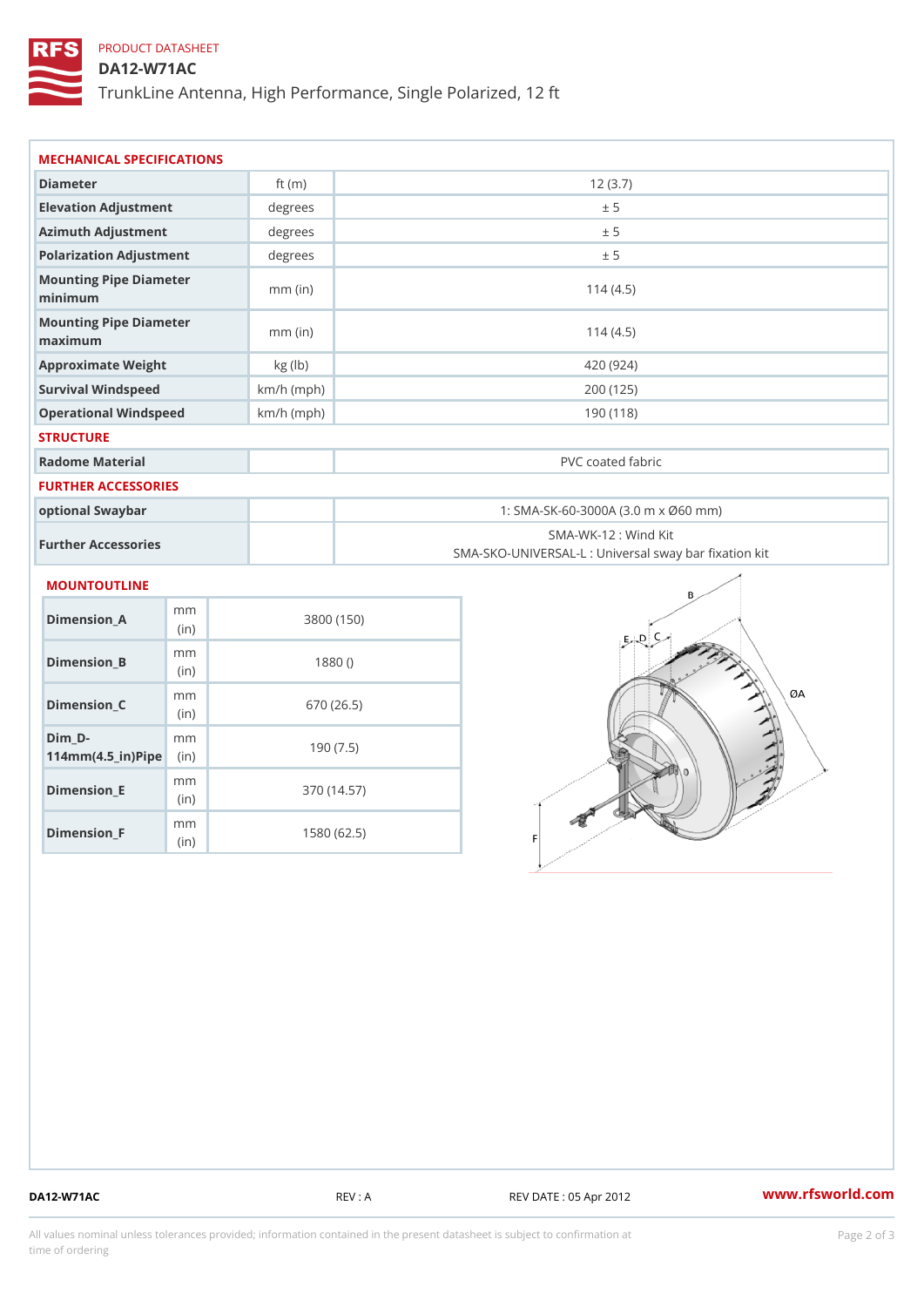PRODUCT DATASHEET

# DA12-W71AC

TrunkLine Antenna, High Performance, Single Polarized, 12 ft

## MECHANICAL SPECIFICATIONS

| Parameter | Unit | Value |
|---|---|---|
| Diameter | ft (m) | 12 (3.7) |
| Elevation Adjustment | degrees | ± 5 |
| Azimuth Adjustment | degrees | ± 5 |
| Polarization Adjustment | degrees | ± 5 |
| Mounting Pipe Diameter minimum | mm (in) | 114 (4.5) |
| Mounting Pipe Diameter maximum | mm (in) | 114 (4.5) |
| Approximate Weight | kg (lb) | 420 (924) |
| Survival Windspeed | km/h (mph) | 200 (125) |
| Operational Windspeed | km/h (mph) | 190 (118) |

## STRUCTURE

| Parameter | Unit | Value |
|---|---|---|
| Radome Material | | PVC coated fabric |

## FURTHER ACCESSORIES

| Parameter | Unit | Value |
|---|---|---|
| optional Swaybar | | 1: SMA-SK-60-3000A (3.0 m x Ø60 mm) |
| Further Accessories | | SMA-WK-12 : Wind Kit<br>SMA-SKO-UNIVERSAL-L : Universal sway bar fixation kit |

## MOUNTOUTLINE

| Dimension | Unit | Value |
|---|---|---|
| Dimension_A | mm (in) | 3800 (150) |
| Dimension_B | mm (in) | 1880 () |
| Dimension_C | mm (in) | 670 (26.5) |
| Dim_D-114mm(4.5_in)Pipe | mm (in) | 190 (7.5) |
| Dimension_E | mm (in) | 370 (14.57) |
| Dimension_F | mm (in) | 1580 (62.5) |

DA12-W71AC | REV : A | REV DATE : 05 Apr 2012 | www.rfsworld.com

All values nominal unless tolerances provided; information contained in the present datasheet is subject to confirmation at time of ordering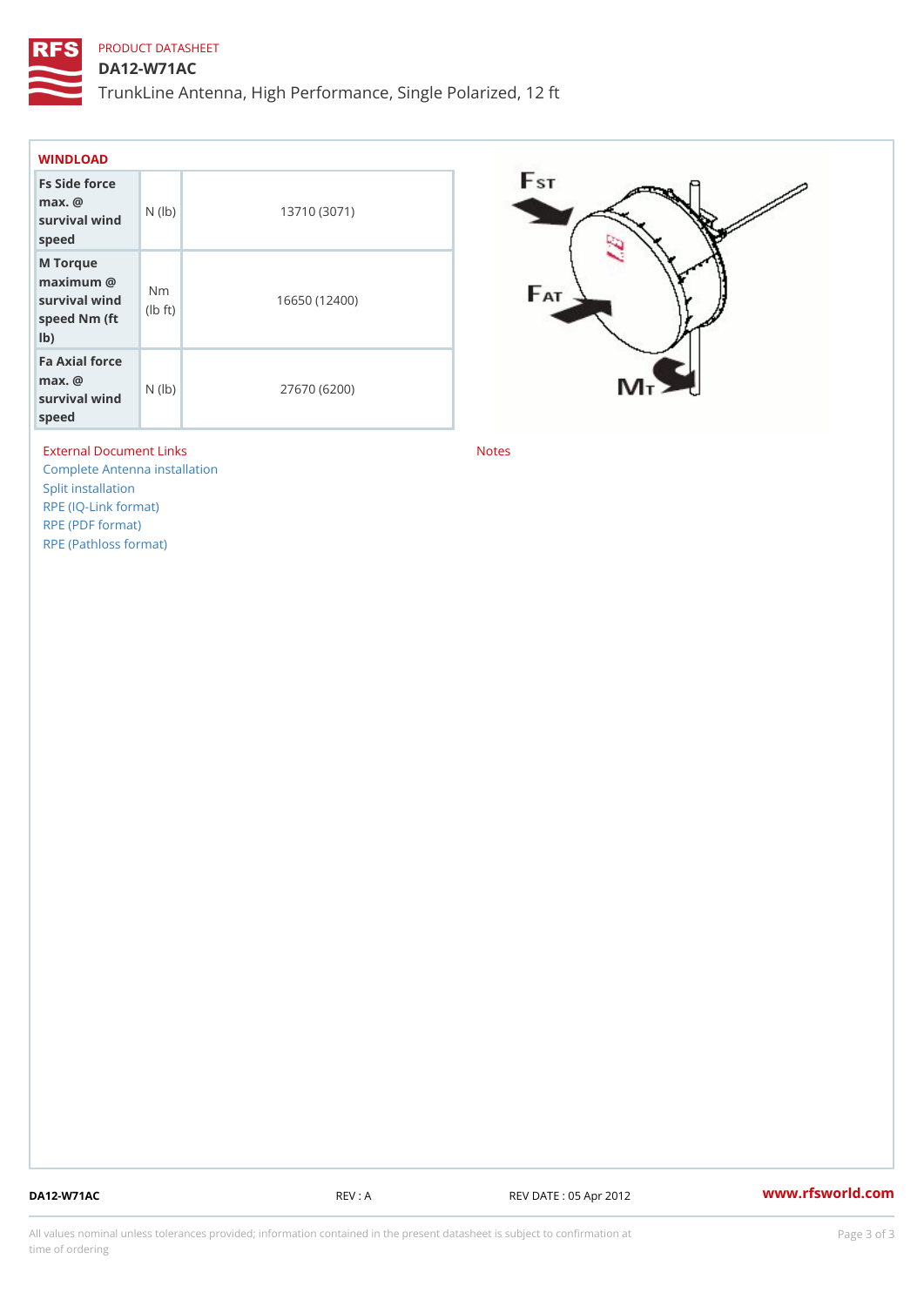PRODUCT DATASHEET

# DA12-W71AC

TrunkLine Antenna, High Performance, Single Polarized, 12 ft

## WINDLOAD

| | | |
|---|---|---|
| Fs Side force max. @ survival wind speed | N (lb) | 13710 (3071) |
| M Torque maximum @ survival wind speed Nm (ft lb) | Nm (lb ft) | 16650 (12400) |
| Fa Axial force max. @ survival wind speed | N (lb) | 27670 (6200) |

FST

FAT

MT

**External Document Links**

- Complete Antenna installation
- Split installation
- RPE (IQ-Link format)
- RPE (PDF format)
- RPE (Pathloss format)

**Notes**

DA12-W71AC    REV : A    REV DATE : 05 Apr 2012    www.rfsworld.com

All values nominal unless tolerances provided; information contained in the present datasheet is subject to confirmation at time of ordering